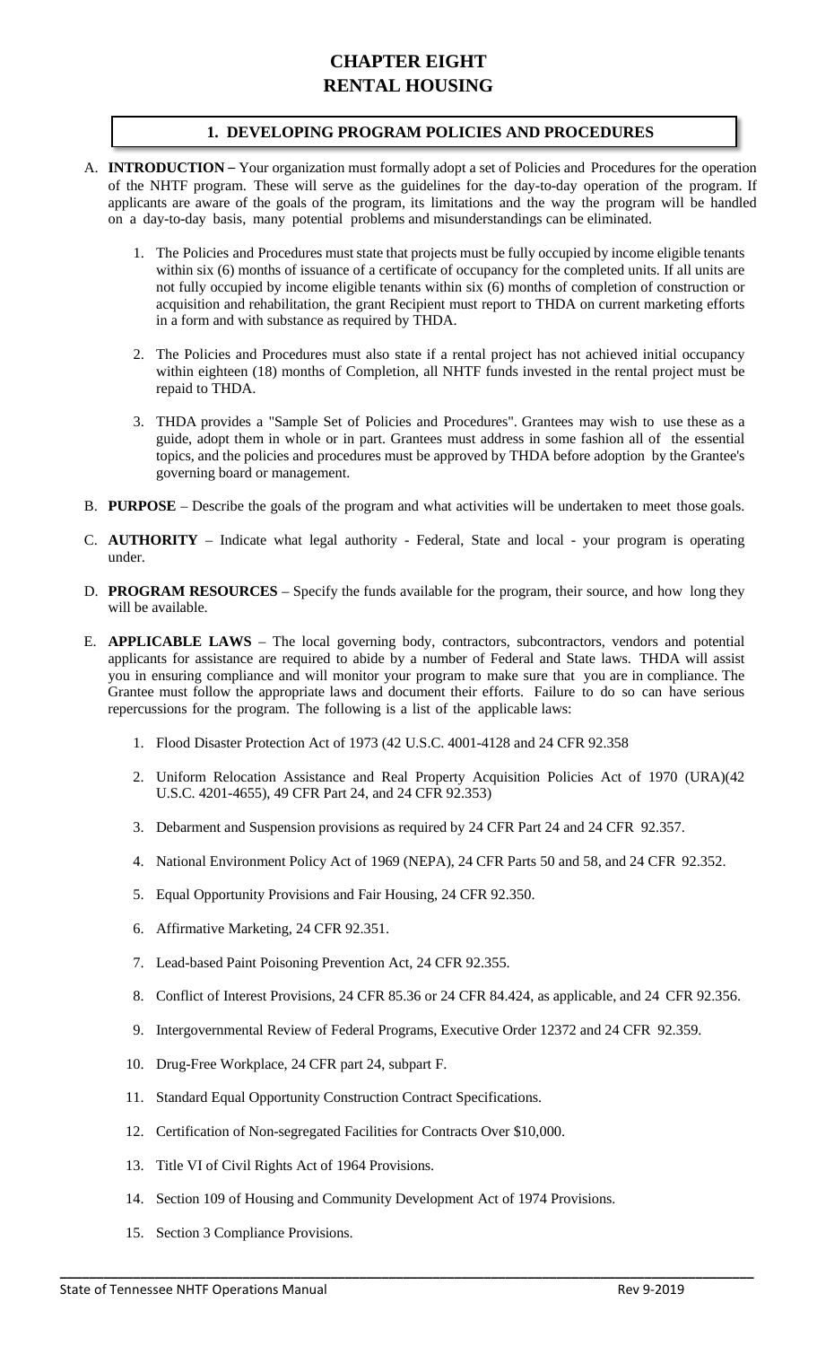# CHAPTER EIGHT
# RENTAL HOUSING

## 1. DEVELOPING PROGRAM POLICIES AND PROCEDURES

A. **INTRODUCTION –** Your organization must formally adopt a set of Policies and Procedures for the operation of the NHTF program. These will serve as the guidelines for the day-to-day operation of the program. If applicants are aware of the goals of the program, its limitations and the way the program will be handled on a day-to-day basis, many potential problems and misunderstandings can be eliminated.

1. The Policies and Procedures must state that projects must be fully occupied by income eligible tenants within six (6) months of issuance of a certificate of occupancy for the completed units. If all units are not fully occupied by income eligible tenants within six (6) months of completion of construction or acquisition and rehabilitation, the grant Recipient must report to THDA on current marketing efforts in a form and with substance as required by THDA.

2. The Policies and Procedures must also state if a rental project has not achieved initial occupancy within eighteen (18) months of Completion, all NHTF funds invested in the rental project must be repaid to THDA.

3. THDA provides a "Sample Set of Policies and Procedures". Grantees may wish to use these as a guide, adopt them in whole or in part. Grantees must address in some fashion all of the essential topics, and the policies and procedures must be approved by THDA before adoption by the Grantee's governing board or management.

B. **PURPOSE** – Describe the goals of the program and what activities will be undertaken to meet those goals.

C. **AUTHORITY** – Indicate what legal authority - Federal, State and local - your program is operating under.

D. **PROGRAM RESOURCES** – Specify the funds available for the program, their source, and how long they will be available.

E. **APPLICABLE LAWS** – The local governing body, contractors, subcontractors, vendors and potential applicants for assistance are required to abide by a number of Federal and State laws. THDA will assist you in ensuring compliance and will monitor your program to make sure that you are in compliance. The Grantee must follow the appropriate laws and document their efforts. Failure to do so can have serious repercussions for the program. The following is a list of the applicable laws:

1. Flood Disaster Protection Act of 1973 (42 U.S.C. 4001-4128 and 24 CFR 92.358

2. Uniform Relocation Assistance and Real Property Acquisition Policies Act of 1970 (URA)(42 U.S.C. 4201-4655), 49 CFR Part 24, and 24 CFR 92.353)

3. Debarment and Suspension provisions as required by 24 CFR Part 24 and 24 CFR 92.357.

4. National Environment Policy Act of 1969 (NEPA), 24 CFR Parts 50 and 58, and 24 CFR 92.352.

5. Equal Opportunity Provisions and Fair Housing, 24 CFR 92.350.

6. Affirmative Marketing, 24 CFR 92.351.

7. Lead-based Paint Poisoning Prevention Act, 24 CFR 92.355.

8. Conflict of Interest Provisions, 24 CFR 85.36 or 24 CFR 84.424, as applicable, and 24 CFR 92.356.

9. Intergovernmental Review of Federal Programs, Executive Order 12372 and 24 CFR 92.359.

10. Drug-Free Workplace, 24 CFR part 24, subpart F.

11. Standard Equal Opportunity Construction Contract Specifications.

12. Certification of Non-segregated Facilities for Contracts Over $10,000.

13. Title VI of Civil Rights Act of 1964 Provisions.

14. Section 109 of Housing and Community Development Act of 1974 Provisions.

15. Section 3 Compliance Provisions.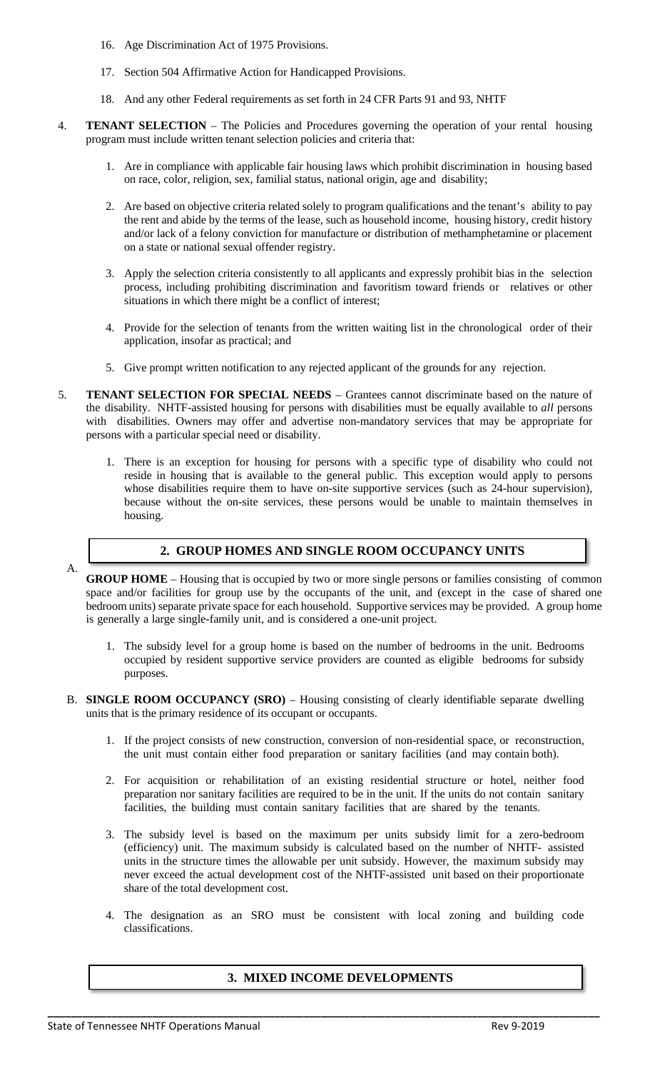16. Age Discrimination Act of 1975 Provisions.

17. Section 504 Affirmative Action for Handicapped Provisions.

18. And any other Federal requirements as set forth in 24 CFR Parts 91 and 93, NHTF

4. **TENANT SELECTION** – The Policies and Procedures governing the operation of your rental housing program must include written tenant selection policies and criteria that:

   1. Are in compliance with applicable fair housing laws which prohibit discrimination in housing based on race, color, religion, sex, familial status, national origin, age and disability;

   2. Are based on objective criteria related solely to program qualifications and the tenant's ability to pay the rent and abide by the terms of the lease, such as household income, housing history, credit history and/or lack of a felony conviction for manufacture or distribution of methamphetamine or placement on a state or national sexual offender registry.

   3. Apply the selection criteria consistently to all applicants and expressly prohibit bias in the selection process, including prohibiting discrimination and favoritism toward friends or relatives or other situations in which there might be a conflict of interest;

   4. Provide for the selection of tenants from the written waiting list in the chronological order of their application, insofar as practical; and

   5. Give prompt written notification to any rejected applicant of the grounds for any rejection.

5. **TENANT SELECTION FOR SPECIAL NEEDS** – Grantees cannot discriminate based on the nature of the disability. NHTF-assisted housing for persons with disabilities must be equally available to *all* persons with disabilities. Owners may offer and advertise non-mandatory services that may be appropriate for persons with a particular special need or disability.

   1. There is an exception for housing for persons with a specific type of disability who could not reside in housing that is available to the general public. This exception would apply to persons whose disabilities require them to have on-site supportive services (such as 24-hour supervision), because without the on-site services, these persons would be unable to maintain themselves in housing.

## 2. GROUP HOMES AND SINGLE ROOM OCCUPANCY UNITS

A. **GROUP HOME** – Housing that is occupied by two or more single persons or families consisting of common space and/or facilities for group use by the occupants of the unit, and (except in the case of shared one bedroom units) separate private space for each household. Supportive services may be provided. A group home is generally a large single-family unit, and is considered a one-unit project.

   1. The subsidy level for a group home is based on the number of bedrooms in the unit. Bedrooms occupied by resident supportive service providers are counted as eligible bedrooms for subsidy purposes.

B. **SINGLE ROOM OCCUPANCY (SRO)** – Housing consisting of clearly identifiable separate dwelling units that is the primary residence of its occupant or occupants.

   1. If the project consists of new construction, conversion of non-residential space, or reconstruction, the unit must contain either food preparation or sanitary facilities (and may contain both).

   2. For acquisition or rehabilitation of an existing residential structure or hotel, neither food preparation nor sanitary facilities are required to be in the unit. If the units do not contain sanitary facilities, the building must contain sanitary facilities that are shared by the tenants.

   3. The subsidy level is based on the maximum per units subsidy limit for a zero-bedroom (efficiency) unit. The maximum subsidy is calculated based on the number of NHTF- assisted units in the structure times the allowable per unit subsidy. However, the maximum subsidy may never exceed the actual development cost of the NHTF-assisted unit based on their proportionate share of the total development cost.

   4. The designation as an SRO must be consistent with local zoning and building code classifications.

## 3. MIXED INCOME DEVELOPMENTS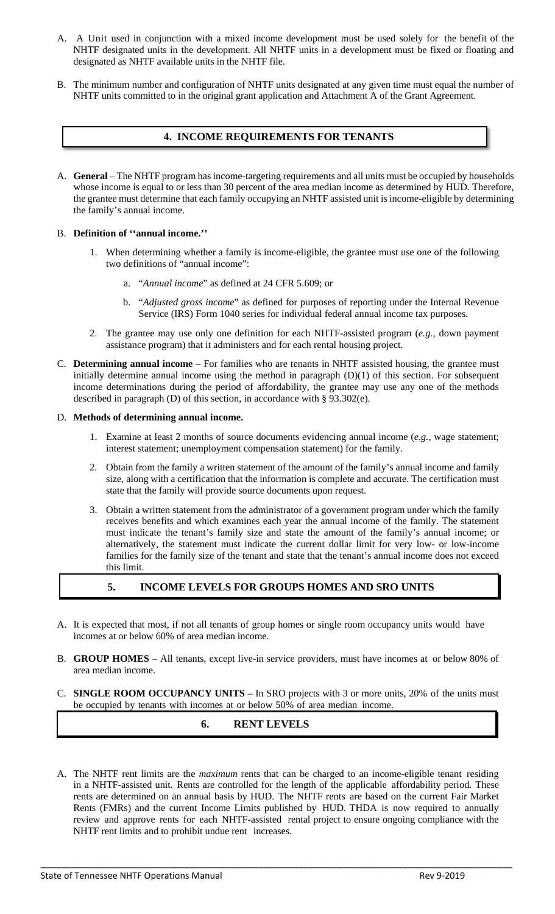A. A Unit used in conjunction with a mixed income development must be used solely for the benefit of the NHTF designated units in the development. All NHTF units in a development must be fixed or floating and designated as NHTF available units in the NHTF file.

B. The minimum number and configuration of NHTF units designated at any given time must equal the number of NHTF units committed to in the original grant application and Attachment A of the Grant Agreement.

## 4. INCOME REQUIREMENTS FOR TENANTS

A. **General** – The NHTF program has income-targeting requirements and all units must be occupied by households whose income is equal to or less than 30 percent of the area median income as determined by HUD. Therefore, the grantee must determine that each family occupying an NHTF assisted unit is income-eligible by determining the family's annual income.

B. **Definition of ''annual income.''**

1. When determining whether a family is income-eligible, the grantee must use one of the following two definitions of "annual income":

   a. "*Annual income*" as defined at 24 CFR 5.609; or

   b. "*Adjusted gross income*" as defined for purposes of reporting under the Internal Revenue Service (IRS) Form 1040 series for individual federal annual income tax purposes.

2. The grantee may use only one definition for each NHTF-assisted program (*e.g.,* down payment assistance program) that it administers and for each rental housing project.

C. **Determining annual income** – For families who are tenants in NHTF assisted housing, the grantee must initially determine annual income using the method in paragraph (D)(1) of this section. For subsequent income determinations during the period of affordability, the grantee may use any one of the methods described in paragraph (D) of this section, in accordance with § 93.302(e).

D. **Methods of determining annual income.**

1. Examine at least 2 months of source documents evidencing annual income (*e.g.,* wage statement; interest statement; unemployment compensation statement) for the family.

2. Obtain from the family a written statement of the amount of the family's annual income and family size, along with a certification that the information is complete and accurate. The certification must state that the family will provide source documents upon request.

3. Obtain a written statement from the administrator of a government program under which the family receives benefits and which examines each year the annual income of the family. The statement must indicate the tenant's family size and state the amount of the family's annual income; or alternatively, the statement must indicate the current dollar limit for very low- or low-income families for the family size of the tenant and state that the tenant's annual income does not exceed this limit.

## 5. INCOME LEVELS FOR GROUPS HOMES AND SRO UNITS

A. It is expected that most, if not all tenants of group homes or single room occupancy units would have incomes at or below 60% of area median income.

B. **GROUP HOMES** – All tenants, except live-in service providers, must have incomes at or below 80% of area median income.

C. **SINGLE ROOM OCCUPANCY UNITS** – In SRO projects with 3 or more units, 20% of the units must be occupied by tenants with incomes at or below 50% of area median income.

## 6. RENT LEVELS

A. The NHTF rent limits are the *maximum* rents that can be charged to an income-eligible tenant residing in a NHTF-assisted unit. Rents are controlled for the length of the applicable affordability period. These rents are determined on an annual basis by HUD. The NHTF rents are based on the current Fair Market Rents (FMRs) and the current Income Limits published by HUD. THDA is now required to annually review and approve rents for each NHTF-assisted rental project to ensure ongoing compliance with the NHTF rent limits and to prohibit undue rent increases.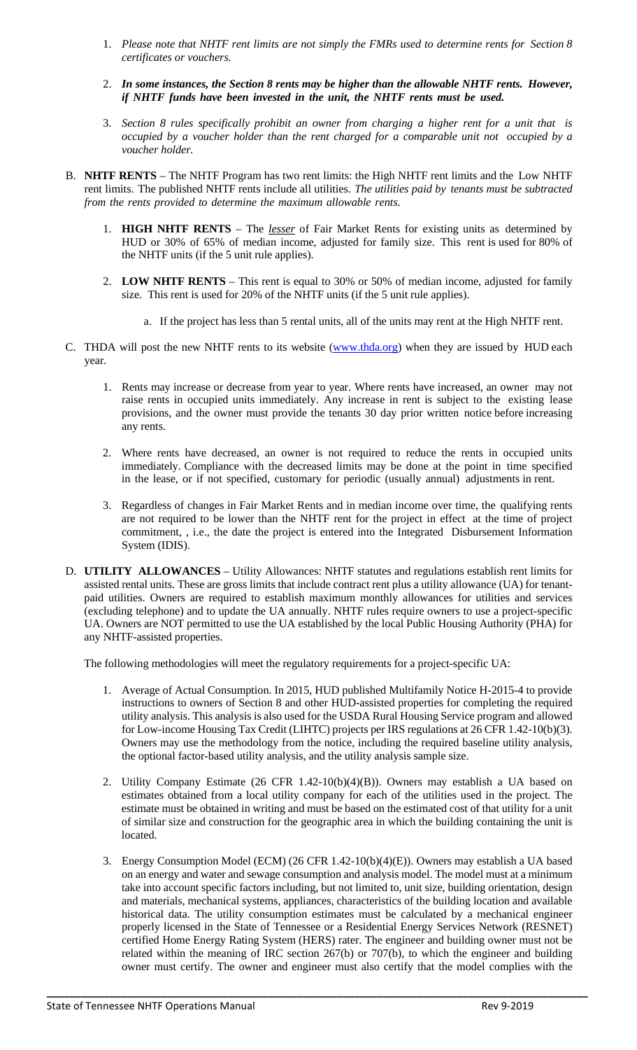1. *Please note that NHTF rent limits are not simply the FMRs used to determine rents for Section 8 certificates or vouchers.*

2. ***In some instances, the Section 8 rents may be higher than the allowable NHTF rents. However, if NHTF funds have been invested in the unit, the NHTF rents must be used.***

3. *Section 8 rules specifically prohibit an owner from charging a higher rent for a unit that is occupied by a voucher holder than the rent charged for a comparable unit not occupied by a voucher holder.*

B. **NHTF RENTS** – The NHTF Program has two rent limits: the High NHTF rent limits and the Low NHTF rent limits. The published NHTF rents include all utilities. *The utilities paid by tenants must be subtracted from the rents provided to determine the maximum allowable rents.*

1. **HIGH NHTF RENTS** – The ***lesser*** of Fair Market Rents for existing units as determined by HUD or 30% of 65% of median income, adjusted for family size. This rent is used for 80% of the NHTF units (if the 5 unit rule applies).

2. **LOW NHTF RENTS** – This rent is equal to 30% or 50% of median income, adjusted for family size. This rent is used for 20% of the NHTF units (if the 5 unit rule applies).

   a. If the project has less than 5 rental units, all of the units may rent at the High NHTF rent.

C. THDA will post the new NHTF rents to its website (www.thda.org) when they are issued by HUD each year.

1. Rents may increase or decrease from year to year. Where rents have increased, an owner may not raise rents in occupied units immediately. Any increase in rent is subject to the existing lease provisions, and the owner must provide the tenants 30 day prior written notice before increasing any rents.

2. Where rents have decreased, an owner is not required to reduce the rents in occupied units immediately. Compliance with the decreased limits may be done at the point in time specified in the lease, or if not specified, customary for periodic (usually annual) adjustments in rent.

3. Regardless of changes in Fair Market Rents and in median income over time, the qualifying rents are not required to be lower than the NHTF rent for the project in effect at the time of project commitment, , i.e., the date the project is entered into the Integrated Disbursement Information System (IDIS).

D. **UTILITY ALLOWANCES** – Utility Allowances: NHTF statutes and regulations establish rent limits for assisted rental units. These are gross limits that include contract rent plus a utility allowance (UA) for tenant-paid utilities. Owners are required to establish maximum monthly allowances for utilities and services (excluding telephone) and to update the UA annually. NHTF rules require owners to use a project-specific UA. Owners are NOT permitted to use the UA established by the local Public Housing Authority (PHA) for any NHTF-assisted properties.

The following methodologies will meet the regulatory requirements for a project-specific UA:

1. Average of Actual Consumption. In 2015, HUD published Multifamily Notice H-2015-4 to provide instructions to owners of Section 8 and other HUD-assisted properties for completing the required utility analysis. This analysis is also used for the USDA Rural Housing Service program and allowed for Low-income Housing Tax Credit (LIHTC) projects per IRS regulations at 26 CFR 1.42-10(b)(3). Owners may use the methodology from the notice, including the required baseline utility analysis, the optional factor-based utility analysis, and the utility analysis sample size.

2. Utility Company Estimate (26 CFR 1.42-10(b)(4)(B)). Owners may establish a UA based on estimates obtained from a local utility company for each of the utilities used in the project. The estimate must be obtained in writing and must be based on the estimated cost of that utility for a unit of similar size and construction for the geographic area in which the building containing the unit is located.

3. Energy Consumption Model (ECM) (26 CFR 1.42-10(b)(4)(E)). Owners may establish a UA based on an energy and water and sewage consumption and analysis model. The model must at a minimum take into account specific factors including, but not limited to, unit size, building orientation, design and materials, mechanical systems, appliances, characteristics of the building location and available historical data. The utility consumption estimates must be calculated by a mechanical engineer properly licensed in the State of Tennessee or a Residential Energy Services Network (RESNET) certified Home Energy Rating System (HERS) rater. The engineer and building owner must not be related within the meaning of IRC section 267(b) or 707(b), to which the engineer and building owner must certify. The owner and engineer must also certify that the model complies with the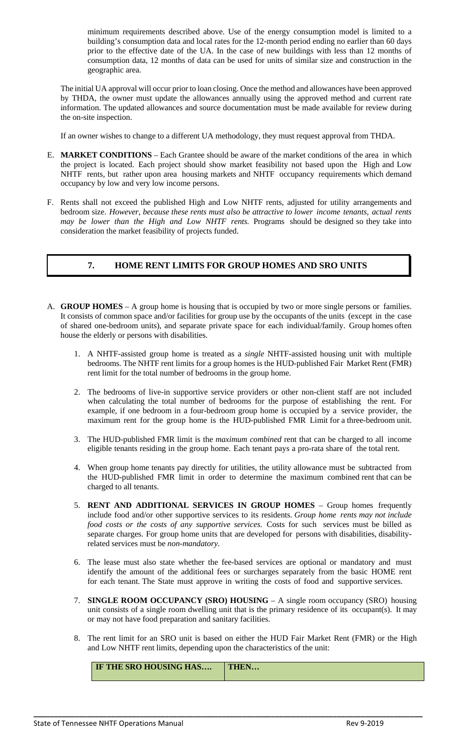minimum requirements described above. Use of the energy consumption model is limited to a building's consumption data and local rates for the 12-month period ending no earlier than 60 days prior to the effective date of the UA. In the case of new buildings with less than 12 months of consumption data, 12 months of data can be used for units of similar size and construction in the geographic area.

The initial UA approval will occur prior to loan closing. Once the method and allowances have been approved by THDA, the owner must update the allowances annually using the approved method and current rate information. The updated allowances and source documentation must be made available for review during the on-site inspection.

If an owner wishes to change to a different UA methodology, they must request approval from THDA.

E. **MARKET CONDITIONS** – Each Grantee should be aware of the market conditions of the area in which the project is located. Each project should show market feasibility not based upon the High and Low NHTF rents, but rather upon area housing markets and NHTF occupancy requirements which demand occupancy by low and very low income persons.

F. Rents shall not exceed the published High and Low NHTF rents, adjusted for utility arrangements and bedroom size. *However, because these rents must also be attractive to lower income tenants, actual rents may be lower than the High and Low NHTF rents.* Programs should be designed so they take into consideration the market feasibility of projects funded.

## 7. HOME RENT LIMITS FOR GROUP HOMES AND SRO UNITS

A. **GROUP HOMES** – A group home is housing that is occupied by two or more single persons or families. It consists of common space and/or facilities for group use by the occupants of the units (except in the case of shared one-bedroom units), and separate private space for each individual/family. Group homes often house the elderly or persons with disabilities.

1. A NHTF-assisted group home is treated as a *single* NHTF-assisted housing unit with multiple bedrooms. The NHTF rent limits for a group homes is the HUD-published Fair Market Rent (FMR) rent limit for the total number of bedrooms in the group home.

2. The bedrooms of live-in supportive service providers or other non-client staff are not included when calculating the total number of bedrooms for the purpose of establishing the rent. For example, if one bedroom in a four-bedroom group home is occupied by a service provider, the maximum rent for the group home is the HUD-published FMR Limit for a three-bedroom unit.

3. The HUD-published FMR limit is the *maximum combined* rent that can be charged to all income eligible tenants residing in the group home. Each tenant pays a pro-rata share of the total rent.

4. When group home tenants pay directly for utilities, the utility allowance must be subtracted from the HUD-published FMR limit in order to determine the maximum combined rent that can be charged to all tenants.

5. **RENT AND ADDITIONAL SERVICES IN GROUP HOMES** – Group homes frequently include food and/or other supportive services to its residents. *Group home rents may not include food costs or the costs of any supportive services.* Costs for such services must be billed as separate charges. For group home units that are developed for persons with disabilities, disability-related services must be *non-mandatory*.

6. The lease must also state whether the fee-based services are optional or mandatory and must identify the amount of the additional fees or surcharges separately from the basic HOME rent for each tenant. The State must approve in writing the costs of food and supportive services.

7. **SINGLE ROOM OCCUPANCY (SRO) HOUSING** – A single room occupancy (SRO) housing unit consists of a single room dwelling unit that is the primary residence of its occupant(s). It may or may not have food preparation and sanitary facilities.

8. The rent limit for an SRO unit is based on either the HUD Fair Market Rent (FMR) or the High and Low NHTF rent limits, depending upon the characteristics of the unit:

| IF THE SRO HOUSING HAS…. | THEN… |
|---|---|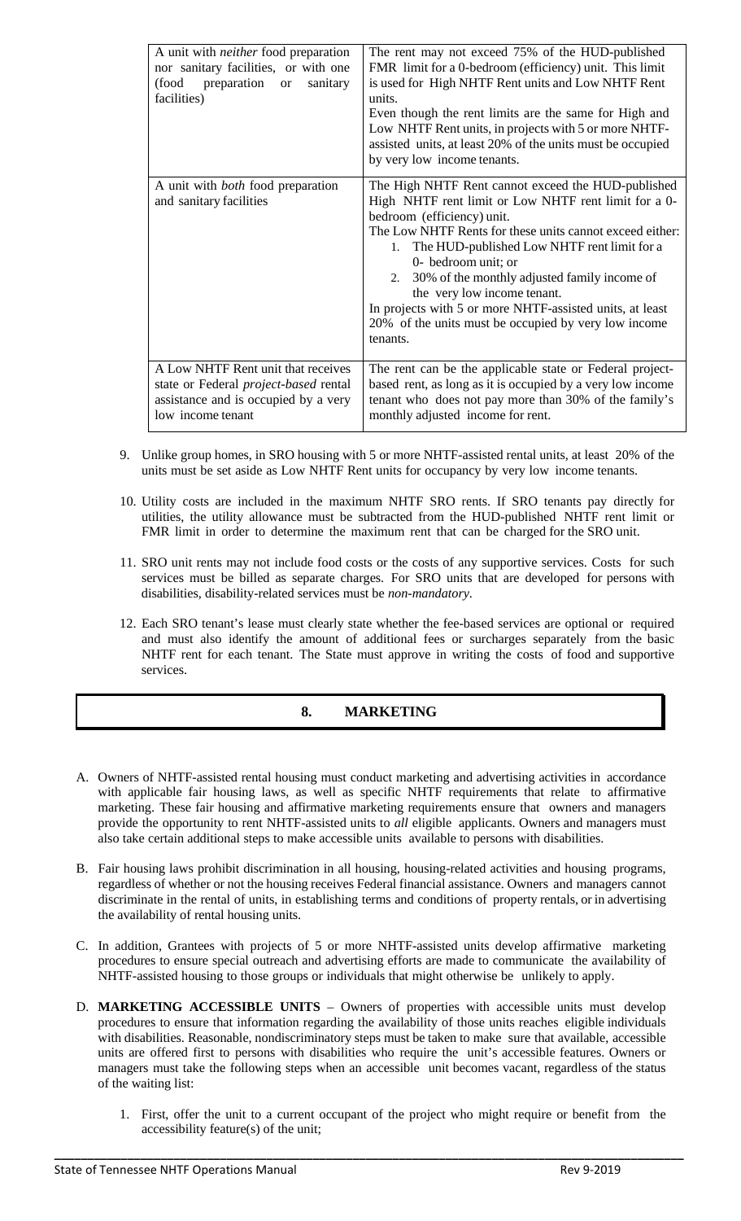| A unit with *neither* food preparation nor sanitary facilities, or with one (food preparation or sanitary facilities) | The rent may not exceed 75% of the HUD-published FMR limit for a 0-bedroom (efficiency) unit. This limit is used for High NHTF Rent units and Low NHTF Rent units.<br>Even though the rent limits are the same for High and Low NHTF Rent units, in projects with 5 or more NHTF-assisted units, at least 20% of the units must be occupied by very low income tenants. |
|---|---|
| A unit with *both* food preparation and sanitary facilities | The High NHTF Rent cannot exceed the HUD-published High NHTF rent limit or Low NHTF rent limit for a 0-bedroom (efficiency) unit.<br>The Low NHTF Rents for these units cannot exceed either:<br>1. The HUD-published Low NHTF rent limit for a 0- bedroom unit; or<br>2. 30% of the monthly adjusted family income of the very low income tenant.<br>In projects with 5 or more NHTF-assisted units, at least 20% of the units must be occupied by very low income tenants. |
| A Low NHTF Rent unit that receives state or Federal *project-based* rental assistance and is occupied by a very low income tenant | The rent can be the applicable state or Federal project-based rent, as long as it is occupied by a very low income tenant who does not pay more than 30% of the family's monthly adjusted income for rent. |

9. Unlike group homes, in SRO housing with 5 or more NHTF-assisted rental units, at least 20% of the units must be set aside as Low NHTF Rent units for occupancy by very low income tenants.

10. Utility costs are included in the maximum NHTF SRO rents. If SRO tenants pay directly for utilities, the utility allowance must be subtracted from the HUD-published NHTF rent limit or FMR limit in order to determine the maximum rent that can be charged for the SRO unit.

11. SRO unit rents may not include food costs or the costs of any supportive services. Costs for such services must be billed as separate charges. For SRO units that are developed for persons with disabilities, disability-related services must be *non-mandatory*.

12. Each SRO tenant's lease must clearly state whether the fee-based services are optional or required and must also identify the amount of additional fees or surcharges separately from the basic NHTF rent for each tenant. The State must approve in writing the costs of food and supportive services.

## 8. MARKETING

A. Owners of NHTF-assisted rental housing must conduct marketing and advertising activities in accordance with applicable fair housing laws, as well as specific NHTF requirements that relate to affirmative marketing. These fair housing and affirmative marketing requirements ensure that owners and managers provide the opportunity to rent NHTF-assisted units to *all* eligible applicants. Owners and managers must also take certain additional steps to make accessible units available to persons with disabilities.

B. Fair housing laws prohibit discrimination in all housing, housing-related activities and housing programs, regardless of whether or not the housing receives Federal financial assistance. Owners and managers cannot discriminate in the rental of units, in establishing terms and conditions of property rentals, or in advertising the availability of rental housing units.

C. In addition, Grantees with projects of 5 or more NHTF-assisted units develop affirmative marketing procedures to ensure special outreach and advertising efforts are made to communicate the availability of NHTF-assisted housing to those groups or individuals that might otherwise be unlikely to apply.

D. **MARKETING ACCESSIBLE UNITS** – Owners of properties with accessible units must develop procedures to ensure that information regarding the availability of those units reaches eligible individuals with disabilities. Reasonable, nondiscriminatory steps must be taken to make sure that available, accessible units are offered first to persons with disabilities who require the unit's accessible features. Owners or managers must take the following steps when an accessible unit becomes vacant, regardless of the status of the waiting list:

   1. First, offer the unit to a current occupant of the project who might require or benefit from the accessibility feature(s) of the unit;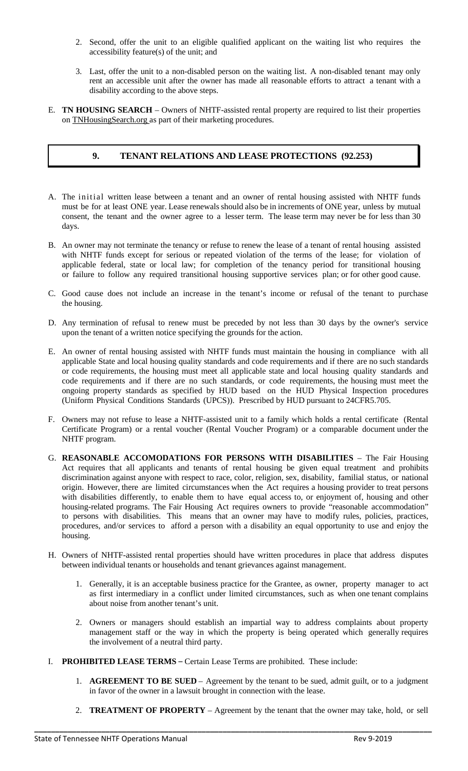2. Second, offer the unit to an eligible qualified applicant on the waiting list who requires the accessibility feature(s) of the unit; and

3. Last, offer the unit to a non-disabled person on the waiting list. A non-disabled tenant may only rent an accessible unit after the owner has made all reasonable efforts to attract a tenant with a disability according to the above steps.

E. **TN HOUSING SEARCH** – Owners of NHTF-assisted rental property are required to list their properties on TNHousingSearch.org as part of their marketing procedures.

## 9. TENANT RELATIONS AND LEASE PROTECTIONS (92.253)

A. The initial written lease between a tenant and an owner of rental housing assisted with NHTF funds must be for at least ONE year. Lease renewals should also be in increments of ONE year, unless by mutual consent, the tenant and the owner agree to a lesser term. The lease term may never be for less than 30 days.

B. An owner may not terminate the tenancy or refuse to renew the lease of a tenant of rental housing assisted with NHTF funds except for serious or repeated violation of the terms of the lease; for violation of applicable federal, state or local law; for completion of the tenancy period for transitional housing or failure to follow any required transitional housing supportive services plan; or for other good cause.

C. Good cause does not include an increase in the tenant's income or refusal of the tenant to purchase the housing.

D. Any termination of refusal to renew must be preceded by not less than 30 days by the owner's service upon the tenant of a written notice specifying the grounds for the action.

E. An owner of rental housing assisted with NHTF funds must maintain the housing in compliance with all applicable State and local housing quality standards and code requirements and if there are no such standards or code requirements, the housing must meet all applicable state and local housing quality standards and code requirements and if there are no such standards, or code requirements, the housing must meet the ongoing property standards as specified by HUD based on the HUD Physical Inspection procedures (Uniform Physical Conditions Standards (UPCS)). Prescribed by HUD pursuant to 24CFR5.705.

F. Owners may not refuse to lease a NHTF-assisted unit to a family which holds a rental certificate (Rental Certificate Program) or a rental voucher (Rental Voucher Program) or a comparable document under the NHTF program.

G. **REASONABLE ACCOMODATIONS FOR PERSONS WITH DISABILITIES** – The Fair Housing Act requires that all applicants and tenants of rental housing be given equal treatment and prohibits discrimination against anyone with respect to race, color, religion, sex, disability, familial status, or national origin. However, there are limited circumstances when the Act requires a housing provider to treat persons with disabilities differently, to enable them to have equal access to, or enjoyment of, housing and other housing-related programs. The Fair Housing Act requires owners to provide "reasonable accommodation" to persons with disabilities. This means that an owner may have to modify rules, policies, practices, procedures, and/or services to afford a person with a disability an equal opportunity to use and enjoy the housing.

H. Owners of NHTF-assisted rental properties should have written procedures in place that address disputes between individual tenants or households and tenant grievances against management.

1. Generally, it is an acceptable business practice for the Grantee, as owner, property manager to act as first intermediary in a conflict under limited circumstances, such as when one tenant complains about noise from another tenant's unit.

2. Owners or managers should establish an impartial way to address complaints about property management staff or the way in which the property is being operated which generally requires the involvement of a neutral third party.

I. **PROHIBITED LEASE TERMS** – Certain Lease Terms are prohibited. These include:

1. **AGREEMENT TO BE SUED** – Agreement by the tenant to be sued, admit guilt, or to a judgment in favor of the owner in a lawsuit brought in connection with the lease.

2. **TREATMENT OF PROPERTY** – Agreement by the tenant that the owner may take, hold, or sell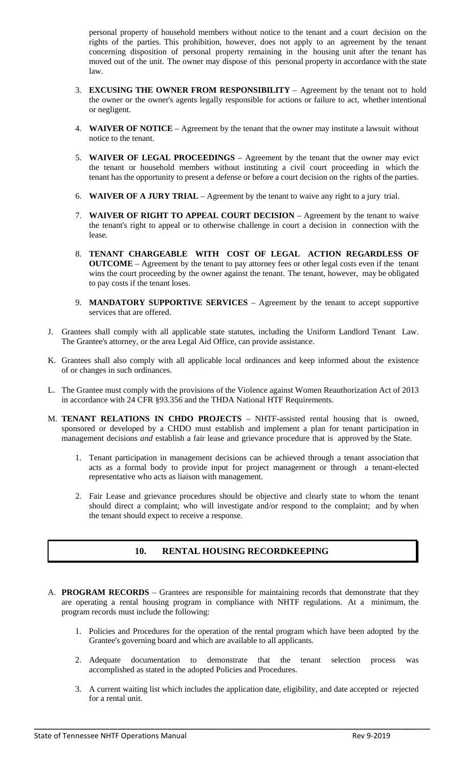personal property of household members without notice to the tenant and a court decision on the rights of the parties. This prohibition, however, does not apply to an agreement by the tenant concerning disposition of personal property remaining in the housing unit after the tenant has moved out of the unit. The owner may dispose of this personal property in accordance with the state law.

3. **EXCUSING THE OWNER FROM RESPONSIBILITY** – Agreement by the tenant not to hold the owner or the owner's agents legally responsible for actions or failure to act, whether intentional or negligent.

4. **WAIVER OF NOTICE** – Agreement by the tenant that the owner may institute a lawsuit without notice to the tenant.

5. **WAIVER OF LEGAL PROCEEDINGS** – Agreement by the tenant that the owner may evict the tenant or household members without instituting a civil court proceeding in which the tenant has the opportunity to present a defense or before a court decision on the rights of the parties.

6. **WAIVER OF A JURY TRIAL** – Agreement by the tenant to waive any right to a jury trial.

7. **WAIVER OF RIGHT TO APPEAL COURT DECISION** – Agreement by the tenant to waive the tenant's right to appeal or to otherwise challenge in court a decision in connection with the lease.

8. **TENANT CHARGEABLE WITH COST OF LEGAL ACTION REGARDLESS OF OUTCOME** – Agreement by the tenant to pay attorney fees or other legal costs even if the tenant wins the court proceeding by the owner against the tenant. The tenant, however, may be obligated to pay costs if the tenant loses.

9. **MANDATORY SUPPORTIVE SERVICES** – Agreement by the tenant to accept supportive services that are offered.

J. Grantees shall comply with all applicable state statutes, including the Uniform Landlord Tenant Law. The Grantee's attorney, or the area Legal Aid Office, can provide assistance.

K. Grantees shall also comply with all applicable local ordinances and keep informed about the existence of or changes in such ordinances.

L. The Grantee must comply with the provisions of the Violence against Women Reauthorization Act of 2013 in accordance with 24 CFR §93.356 and the THDA National HTF Requirements.

M. **TENANT RELATIONS IN CHDO PROJECTS** – NHTF-assisted rental housing that is owned, sponsored or developed by a CHDO must establish and implement a plan for tenant participation in management decisions *and* establish a fair lease and grievance procedure that is approved by the State.

   1. Tenant participation in management decisions can be achieved through a tenant association that acts as a formal body to provide input for project management or through a tenant-elected representative who acts as liaison with management.

   2. Fair Lease and grievance procedures should be objective and clearly state to whom the tenant should direct a complaint; who will investigate and/or respond to the complaint; and by when the tenant should expect to receive a response.

## 10. RENTAL HOUSING RECORDKEEPING

A. **PROGRAM RECORDS** – Grantees are responsible for maintaining records that demonstrate that they are operating a rental housing program in compliance with NHTF regulations. At a minimum, the program records must include the following:

   1. Policies and Procedures for the operation of the rental program which have been adopted by the Grantee's governing board and which are available to all applicants.

   2. Adequate documentation to demonstrate that the tenant selection process was accomplished as stated in the adopted Policies and Procedures.

   3. A current waiting list which includes the application date, eligibility, and date accepted or rejected for a rental unit.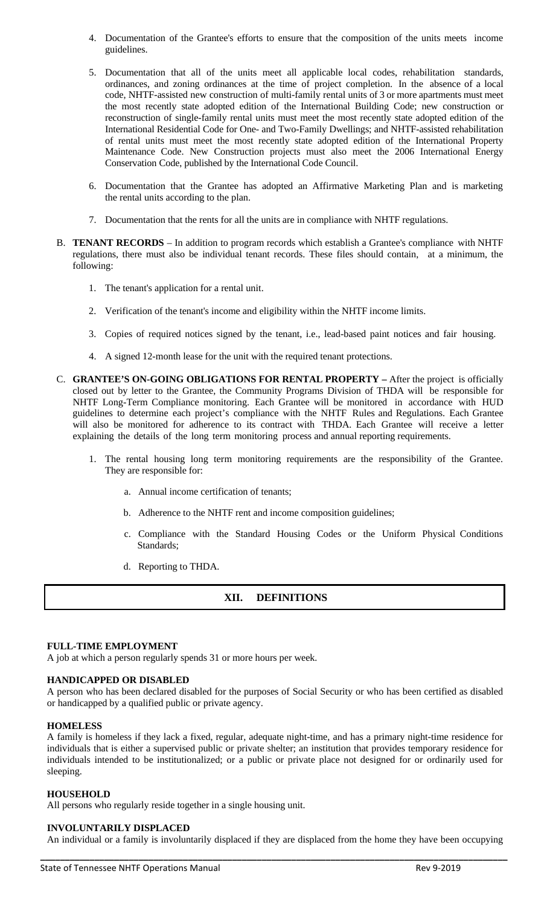4. Documentation of the Grantee's efforts to ensure that the composition of the units meets income guidelines.

5. Documentation that all of the units meet all applicable local codes, rehabilitation standards, ordinances, and zoning ordinances at the time of project completion. In the absence of a local code, NHTF-assisted new construction of multi-family rental units of 3 or more apartments must meet the most recently state adopted edition of the International Building Code; new construction or reconstruction of single-family rental units must meet the most recently state adopted edition of the International Residential Code for One- and Two-Family Dwellings; and NHTF-assisted rehabilitation of rental units must meet the most recently state adopted edition of the International Property Maintenance Code. New Construction projects must also meet the 2006 International Energy Conservation Code, published by the International Code Council.

6. Documentation that the Grantee has adopted an Affirmative Marketing Plan and is marketing the rental units according to the plan.

7. Documentation that the rents for all the units are in compliance with NHTF regulations.

B. **TENANT RECORDS** – In addition to program records which establish a Grantee's compliance with NHTF regulations, there must also be individual tenant records. These files should contain, at a minimum, the following:

   1. The tenant's application for a rental unit.

   2. Verification of the tenant's income and eligibility within the NHTF income limits.

   3. Copies of required notices signed by the tenant, i.e., lead-based paint notices and fair housing.

   4. A signed 12-month lease for the unit with the required tenant protections.

C. **GRANTEE'S ON-GOING OBLIGATIONS FOR RENTAL PROPERTY –** After the project is officially closed out by letter to the Grantee, the Community Programs Division of THDA will be responsible for NHTF Long-Term Compliance monitoring. Each Grantee will be monitored in accordance with HUD guidelines to determine each project's compliance with the NHTF Rules and Regulations. Each Grantee will also be monitored for adherence to its contract with THDA. Each Grantee will receive a letter explaining the details of the long term monitoring process and annual reporting requirements.

   1. The rental housing long term monitoring requirements are the responsibility of the Grantee. They are responsible for:

      a. Annual income certification of tenants;

      b. Adherence to the NHTF rent and income composition guidelines;

      c. Compliance with the Standard Housing Codes or the Uniform Physical Conditions Standards;

      d. Reporting to THDA.

## XII. DEFINITIONS

**FULL-TIME EMPLOYMENT**
A job at which a person regularly spends 31 or more hours per week.

**HANDICAPPED OR DISABLED**
A person who has been declared disabled for the purposes of Social Security or who has been certified as disabled or handicapped by a qualified public or private agency.

**HOMELESS**
A family is homeless if they lack a fixed, regular, adequate night-time, and has a primary night-time residence for individuals that is either a supervised public or private shelter; an institution that provides temporary residence for individuals intended to be institutionalized; or a public or private place not designed for or ordinarily used for sleeping.

**HOUSEHOLD**
All persons who regularly reside together in a single housing unit.

**INVOLUNTARILY DISPLACED**
An individual or a family is involuntarily displaced if they are displaced from the home they have been occupying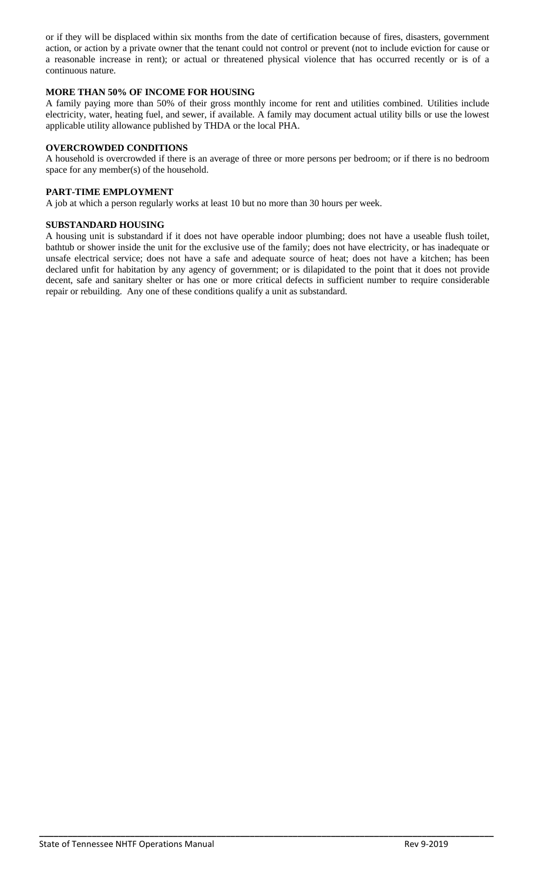or if they will be displaced within six months from the date of certification because of fires, disasters, government action, or action by a private owner that the tenant could not control or prevent (not to include eviction for cause or a reasonable increase in rent); or actual or threatened physical violence that has occurred recently or is of a continuous nature.

**MORE THAN 50% OF INCOME FOR HOUSING**

A family paying more than 50% of their gross monthly income for rent and utilities combined. Utilities include electricity, water, heating fuel, and sewer, if available. A family may document actual utility bills or use the lowest applicable utility allowance published by THDA or the local PHA.

**OVERCROWDED CONDITIONS**

A household is overcrowded if there is an average of three or more persons per bedroom; or if there is no bedroom space for any member(s) of the household.

**PART-TIME EMPLOYMENT**

A job at which a person regularly works at least 10 but no more than 30 hours per week.

**SUBSTANDARD HOUSING**

A housing unit is substandard if it does not have operable indoor plumbing; does not have a useable flush toilet, bathtub or shower inside the unit for the exclusive use of the family; does not have electricity, or has inadequate or unsafe electrical service; does not have a safe and adequate source of heat; does not have a kitchen; has been declared unfit for habitation by any agency of government; or is dilapidated to the point that it does not provide decent, safe and sanitary shelter or has one or more critical defects in sufficient number to require considerable repair or rebuilding. Any one of these conditions qualify a unit as substandard.